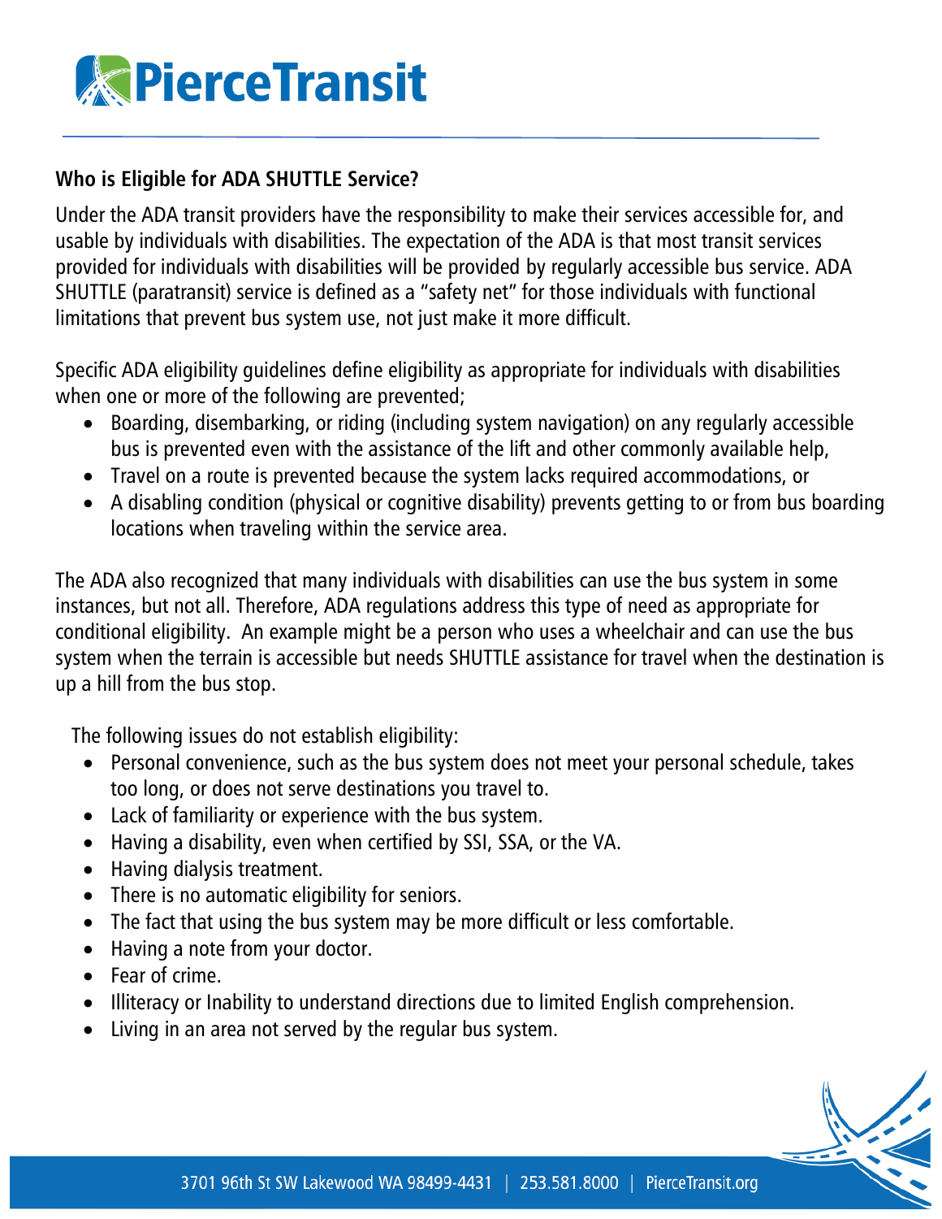# PierceTransit

## Who is Eligible for ADA SHUTTLE Service?

Under the ADA transit providers have the responsibility to make their services accessible for, and usable by individuals with disabilities. The expectation of the ADA is that most transit services provided for individuals with disabilities will be provided by regularly accessible bus service. ADA SHUTTLE (paratransit) service is defined as a "safety net" for those individuals with functional limitations that prevent bus system use, not just make it more difficult.

Specific ADA eligibility guidelines define eligibility as appropriate for individuals with disabilities when one or more of the following are prevented;

- Boarding, disembarking, or riding (including system navigation) on any regularly accessible bus is prevented even with the assistance of the lift and other commonly available help,
- Travel on a route is prevented because the system lacks required accommodations, or
- A disabling condition (physical or cognitive disability) prevents getting to or from bus boarding locations when traveling within the service area.

The ADA also recognized that many individuals with disabilities can use the bus system in some instances, but not all. Therefore, ADA regulations address this type of need as appropriate for conditional eligibility. An example might be a person who uses a wheelchair and can use the bus system when the terrain is accessible but needs SHUTTLE assistance for travel when the destination is up a hill from the bus stop.

The following issues do not establish eligibility:

- Personal convenience, such as the bus system does not meet your personal schedule, takes too long, or does not serve destinations you travel to.
- Lack of familiarity or experience with the bus system.
- Having a disability, even when certified by SSI, SSA, or the VA.
- Having dialysis treatment.
- There is no automatic eligibility for seniors.
- The fact that using the bus system may be more difficult or less comfortable.
- Having a note from your doctor.
- Fear of crime.
- Illiteracy or Inability to understand directions due to limited English comprehension.
- Living in an area not served by the regular bus system.

3701 96th St SW Lakewood WA 98499-4431 | 253.581.8000 | PierceTransit.org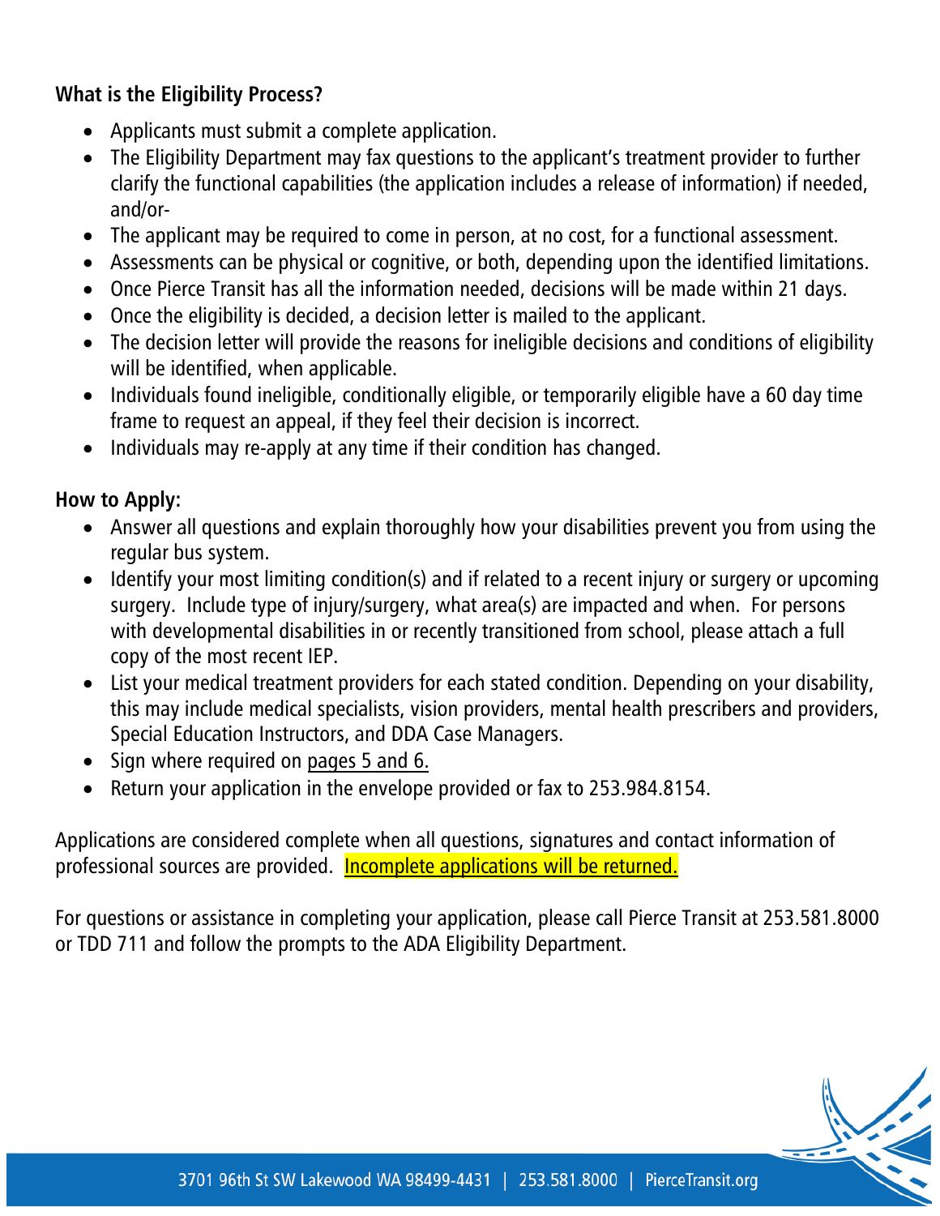**What is the Eligibility Process?**

- Applicants must submit a complete application.
- The Eligibility Department may fax questions to the applicant's treatment provider to further clarify the functional capabilities (the application includes a release of information) if needed, and/or-
- The applicant may be required to come in person, at no cost, for a functional assessment.
- Assessments can be physical or cognitive, or both, depending upon the identified limitations.
- Once Pierce Transit has all the information needed, decisions will be made within 21 days.
- Once the eligibility is decided, a decision letter is mailed to the applicant.
- The decision letter will provide the reasons for ineligible decisions and conditions of eligibility will be identified, when applicable.
- Individuals found ineligible, conditionally eligible, or temporarily eligible have a 60 day time frame to request an appeal, if they feel their decision is incorrect.
- Individuals may re-apply at any time if their condition has changed.

**How to Apply:**

- Answer all questions and explain thoroughly how your disabilities prevent you from using the regular bus system.
- Identify your most limiting condition(s) and if related to a recent injury or surgery or upcoming surgery. Include type of injury/surgery, what area(s) are impacted and when. For persons with developmental disabilities in or recently transitioned from school, please attach a full copy of the most recent IEP.
- List your medical treatment providers for each stated condition. Depending on your disability, this may include medical specialists, vision providers, mental health prescribers and providers, Special Education Instructors, and DDA Case Managers.
- Sign where required on pages 5 and 6.
- Return your application in the envelope provided or fax to 253.984.8154.

Applications are considered complete when all questions, signatures and contact information of professional sources are provided. Incomplete applications will be returned.

For questions or assistance in completing your application, please call Pierce Transit at 253.581.8000 or TDD 711 and follow the prompts to the ADA Eligibility Department.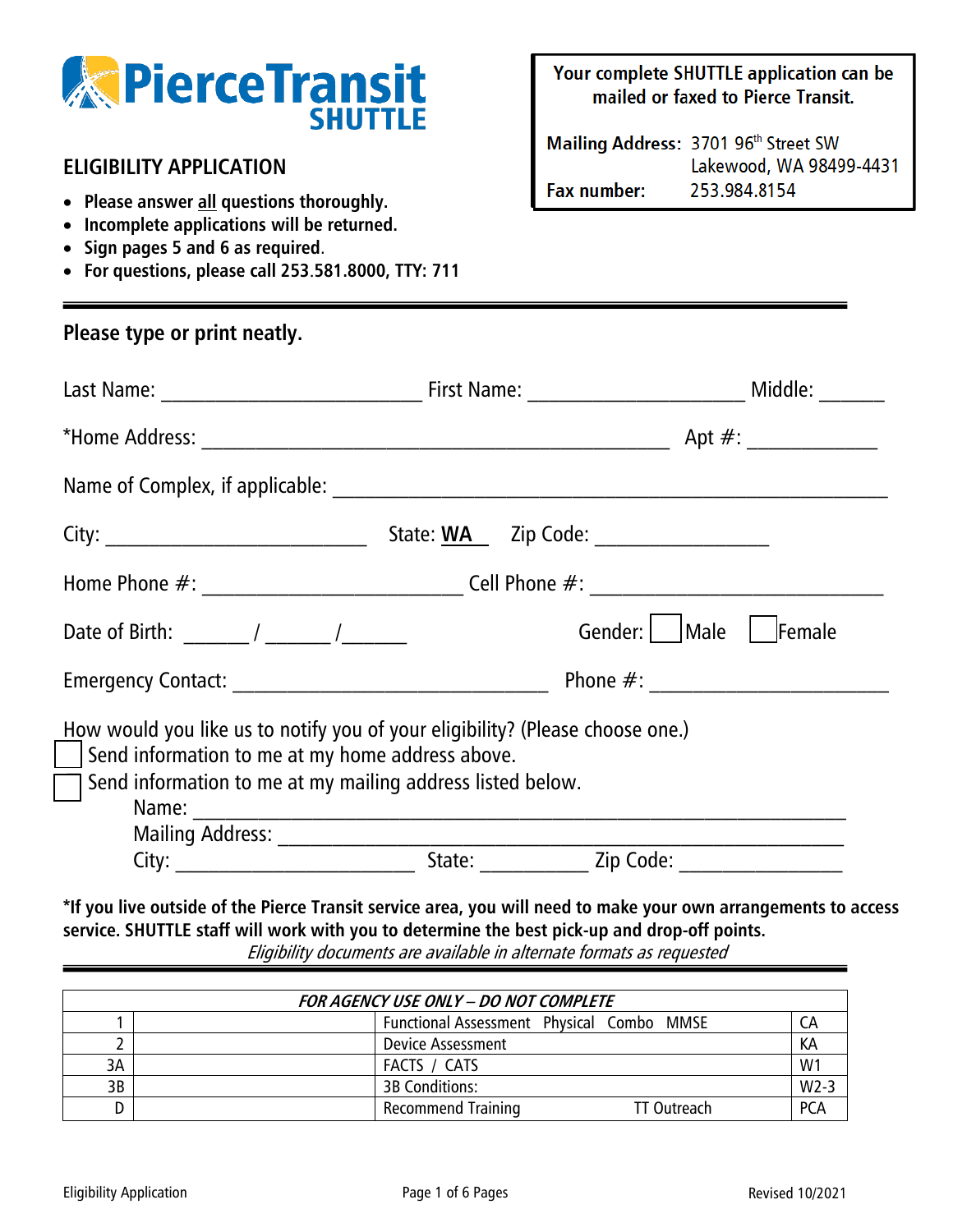# PierceTransit SHUTTLE

**Your complete SHUTTLE application can be mailed or faxed to Pierce Transit.**

**Mailing Address:** 3701 96th Street SW
Lakewood, WA 98499-4431

**Fax number:** 253.984.8154

## ELIGIBILITY APPLICATION

- **Please answer all questions thoroughly.**
- **Incomplete applications will be returned.**
- **Sign pages 5 and 6 as required.**
- **For questions, please call 253.581.8000, TTY: 711**

---

**Please type or print neatly.**

Last Name: ______________________ First Name: ____________________ Middle: ______

*Home Address: ____________________________________________ Apt #: ____________

Name of Complex, if applicable: ____________________________________________________

City: ________________________ State: **WA** Zip Code: ________________

Home Phone #: ________________________ Cell Phone #: ____________________________

Date of Birth: ______ / ______ /______ Gender: ☐ Male ☐ Female

Emergency Contact: ______________________________ Phone #: ______________________

How would you like us to notify you of your eligibility? (Please choose one.)

☐ Send information to me at my home address above.

☐ Send information to me at my mailing address listed below.

Name: ____________________________________________________________

Mailing Address: _____________________________________________________

City: ______________________ State: __________ Zip Code: _______________

**\*If you live outside of the Pierce Transit service area, you will need to make your own arrangements to access service. SHUTTLE staff will work with you to determine the best pick-up and drop-off points.**

*Eligibility documents are available in alternate formats as requested*

---

| *FOR AGENCY USE ONLY – DO NOT COMPLETE* | | | |
|---|---|---|---|
| 1 | | Functional Assessment Physical Combo MMSE | CA |
| 2 | | Device Assessment | KA |
| 3A | | FACTS / CATS | W1 |
| 3B | | 3B Conditions: | W2-3 |
| D | | Recommend Training TT Outreach | PCA |

Eligibility Application

Revised 10/2021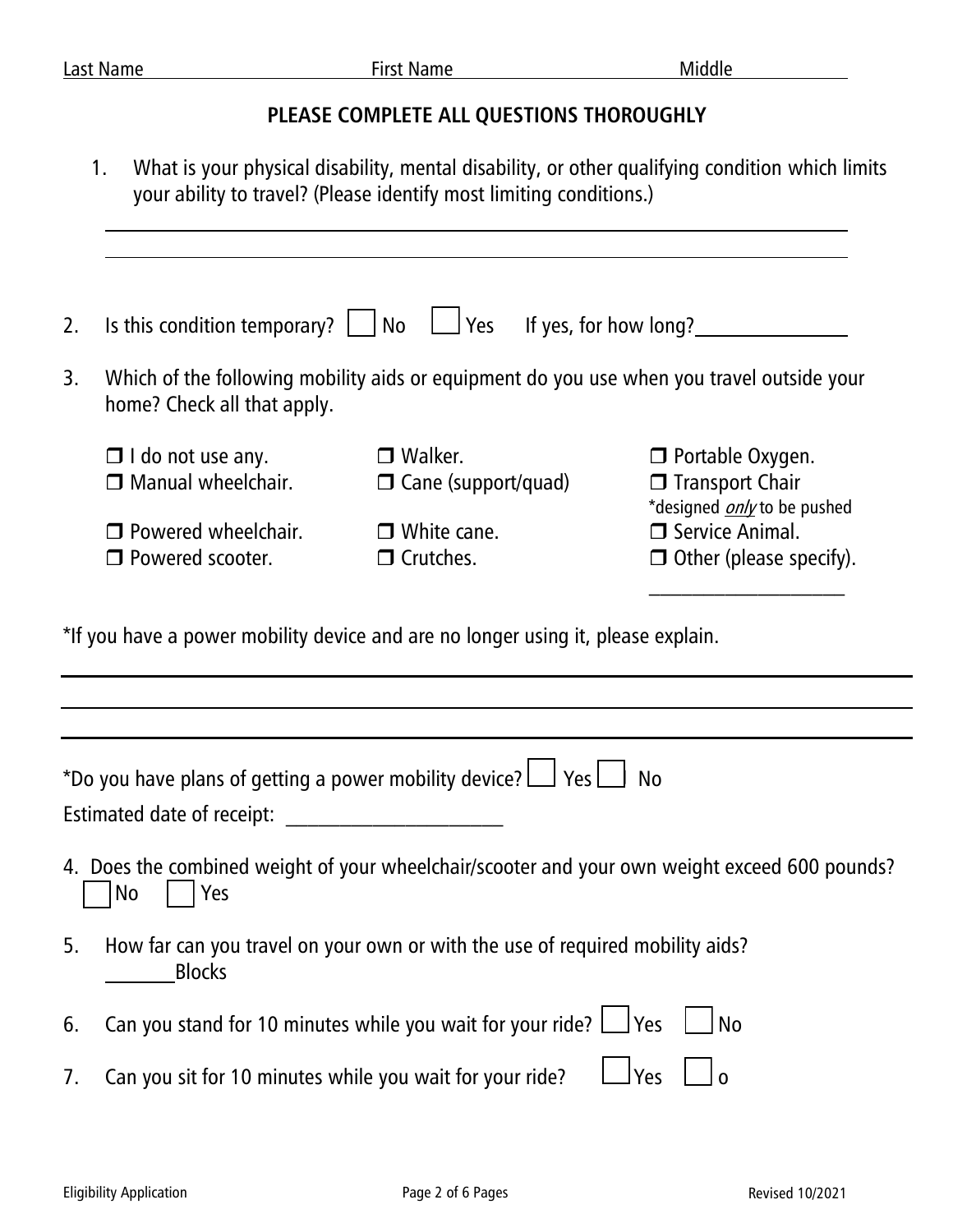Last Name First Name Middle

**PLEASE COMPLETE ALL QUESTIONS THOROUGHLY**

1. What is your physical disability, mental disability, or other qualifying condition which limits your ability to travel? (Please identify most limiting conditions.)

_______________________________________________

_______________________________________________

2. Is this condition temporary? ☐ No ☐ Yes If yes, for how long?______________

3. Which of the following mobility aids or equipment do you use when you travel outside your home? Check all that apply.

- ❒ I do not use any.
- ❒ Manual wheelchair.
- ❒ Powered wheelchair.
- ❒ Powered scooter.
- ❒ Walker.
- ❒ Cane (support/quad)
- ❒ White cane.
- ❒ Crutches.
- ❒ Portable Oxygen.
- ❒ Transport Chair *designed *only* to be pushed
- ❒ Service Animal.
- ❒ Other (please specify). ____________________

*If you have a power mobility device and are no longer using it, please explain.

_______________________________________________

_______________________________________________

_______________________________________________

*Do you have plans of getting a power mobility device? ☐ Yes ☐ No

Estimated date of receipt: ______________________

4. Does the combined weight of your wheelchair/scooter and your own weight exceed 600 pounds? ☐ No ☐ Yes

5. How far can you travel on your own or with the use of required mobility aids? _______Blocks

6. Can you stand for 10 minutes while you wait for your ride? ☐ Yes ☐ No

7. Can you sit for 10 minutes while you wait for your ride? ☐ Yes ☐ o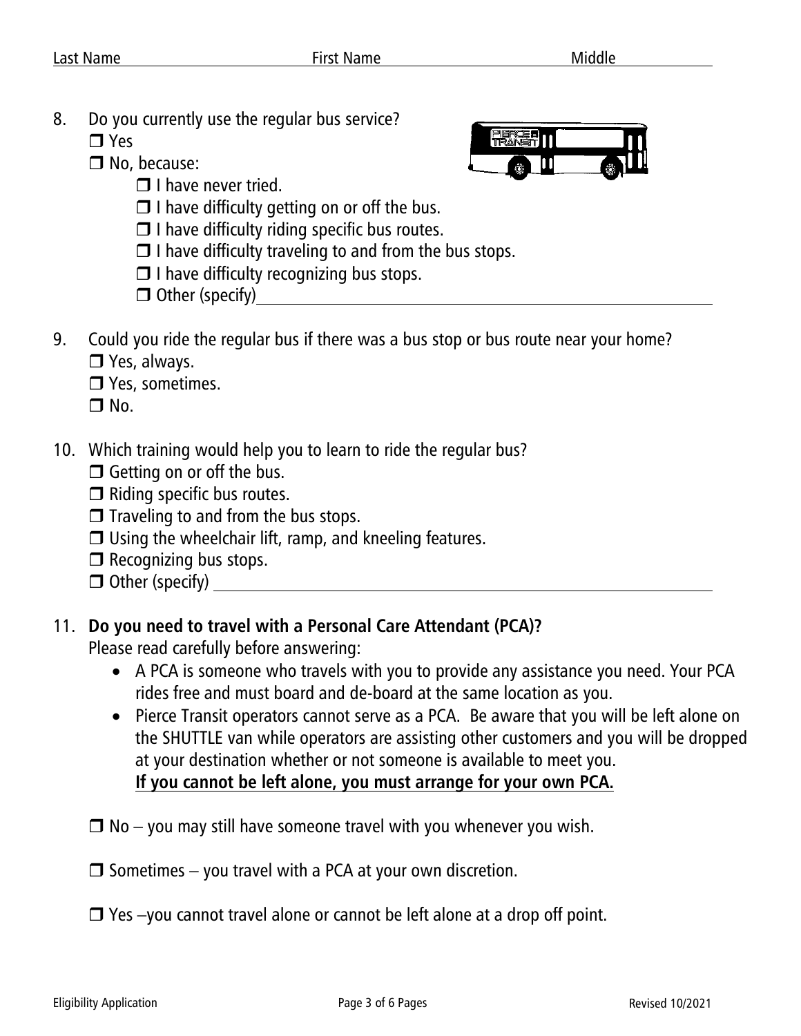Last Name First Name Middle

8. Do you currently use the regular bus service?
   - ❐ Yes
   - ❐ No, because:
     - ❐ I have never tried.
     - ❐ I have difficulty getting on or off the bus.
     - ❐ I have difficulty riding specific bus routes.
     - ❐ I have difficulty traveling to and from the bus stops.
     - ❐ I have difficulty recognizing bus stops.
     - ❐ Other (specify)\_\_\_\_\_\_\_\_\_\_\_\_\_\_\_\_\_\_\_\_\_\_\_\_\_\_\_\_\_\_

9. Could you ride the regular bus if there was a bus stop or bus route near your home?
   - ❐ Yes, always.
   - ❐ Yes, sometimes.
   - ❐ No.

10. Which training would help you to learn to ride the regular bus?
    - ❐ Getting on or off the bus.
    - ❐ Riding specific bus routes.
    - ❐ Traveling to and from the bus stops.
    - ❐ Using the wheelchair lift, ramp, and kneeling features.
    - ❐ Recognizing bus stops.
    - ❐ Other (specify) \_\_\_\_\_\_\_\_\_\_\_\_\_\_\_\_\_\_\_\_\_\_\_\_\_\_\_\_\_\_

11. **Do you need to travel with a Personal Care Attendant (PCA)?**

    Please read carefully before answering:

    - A PCA is someone who travels with you to provide any assistance you need. Your PCA rides free and must board and de-board at the same location as you.
    - Pierce Transit operators cannot serve as a PCA. Be aware that you will be left alone on the SHUTTLE van while operators are assisting other customers and you will be dropped at your destination whether or not someone is available to meet you.
      **<u>If you cannot be left alone, you must arrange for your own PCA.</u>**

    ❐ No – you may still have someone travel with you whenever you wish.

    ❐ Sometimes – you travel with a PCA at your own discretion.

    ❐ Yes –you cannot travel alone or cannot be left alone at a drop off point.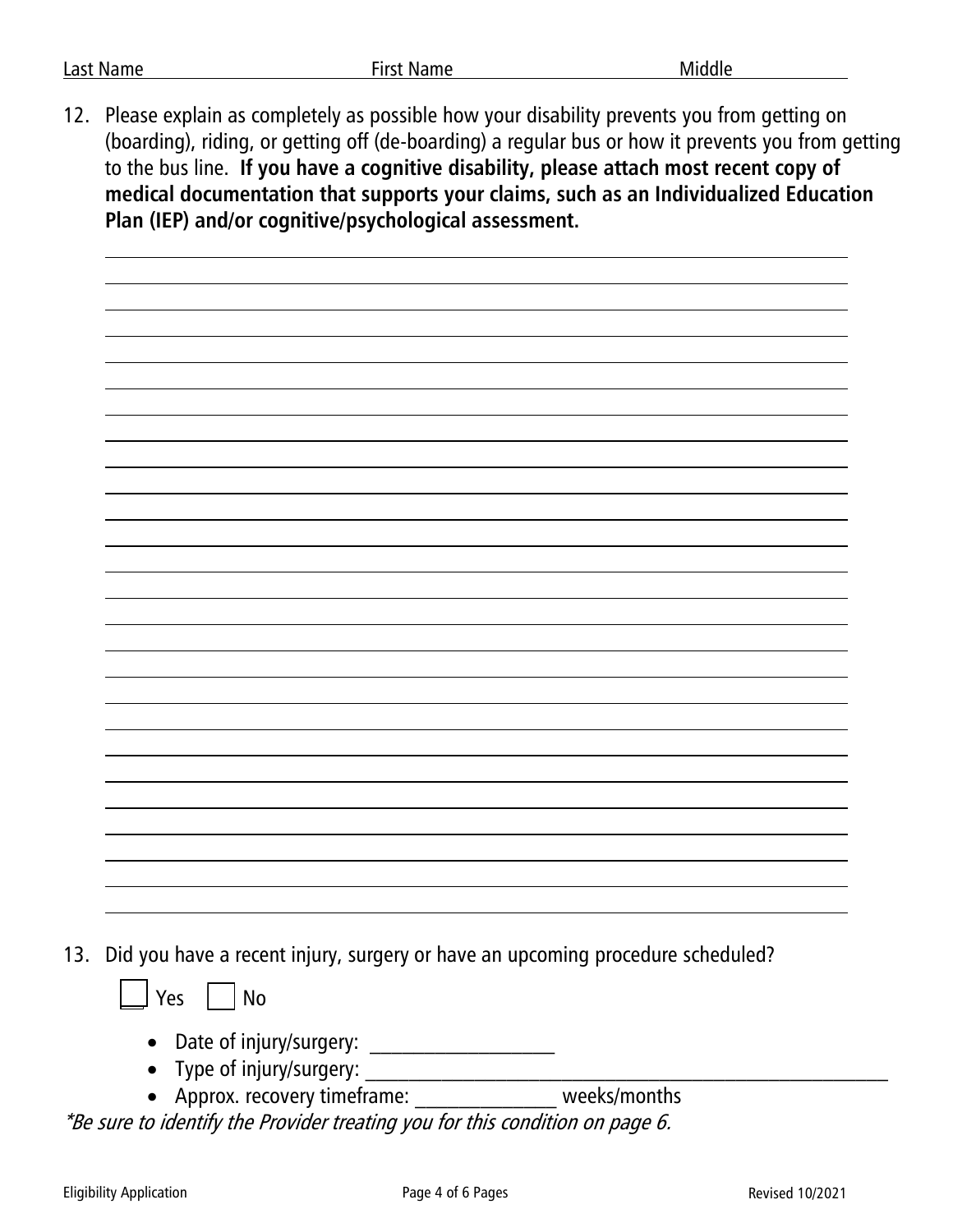Last Name First Name Middle

12. Please explain as completely as possible how your disability prevents you from getting on (boarding), riding, or getting off (de-boarding) a regular bus or how it prevents you from getting to the bus line. **If you have a cognitive disability, please attach most recent copy of medical documentation that supports your claims, such as an Individualized Education Plan (IEP) and/or cognitive/psychological assessment.**

_______________________________________________________________________________

_______________________________________________________________________________

_______________________________________________________________________________

_______________________________________________________________________________

_______________________________________________________________________________

_______________________________________________________________________________

_______________________________________________________________________________

_______________________________________________________________________________

_______________________________________________________________________________

_______________________________________________________________________________

_______________________________________________________________________________

_______________________________________________________________________________

_______________________________________________________________________________

_______________________________________________________________________________

_______________________________________________________________________________

_______________________________________________________________________________

_______________________________________________________________________________

_______________________________________________________________________________

_______________________________________________________________________________

_______________________________________________________________________________

_______________________________________________________________________________

_______________________________________________________________________________

_______________________________________________________________________________

_______________________________________________________________________________

_______________________________________________________________________________

13. Did you have a recent injury, surgery or have an upcoming procedure scheduled?

☐ Yes ☐ No

- Date of injury/surgery: ___________________
- Type of injury/surgery: ________________________________________________________
- Approx. recovery timeframe: ______________ weeks/months

*\*Be sure to identify the Provider treating you for this condition on page 6.*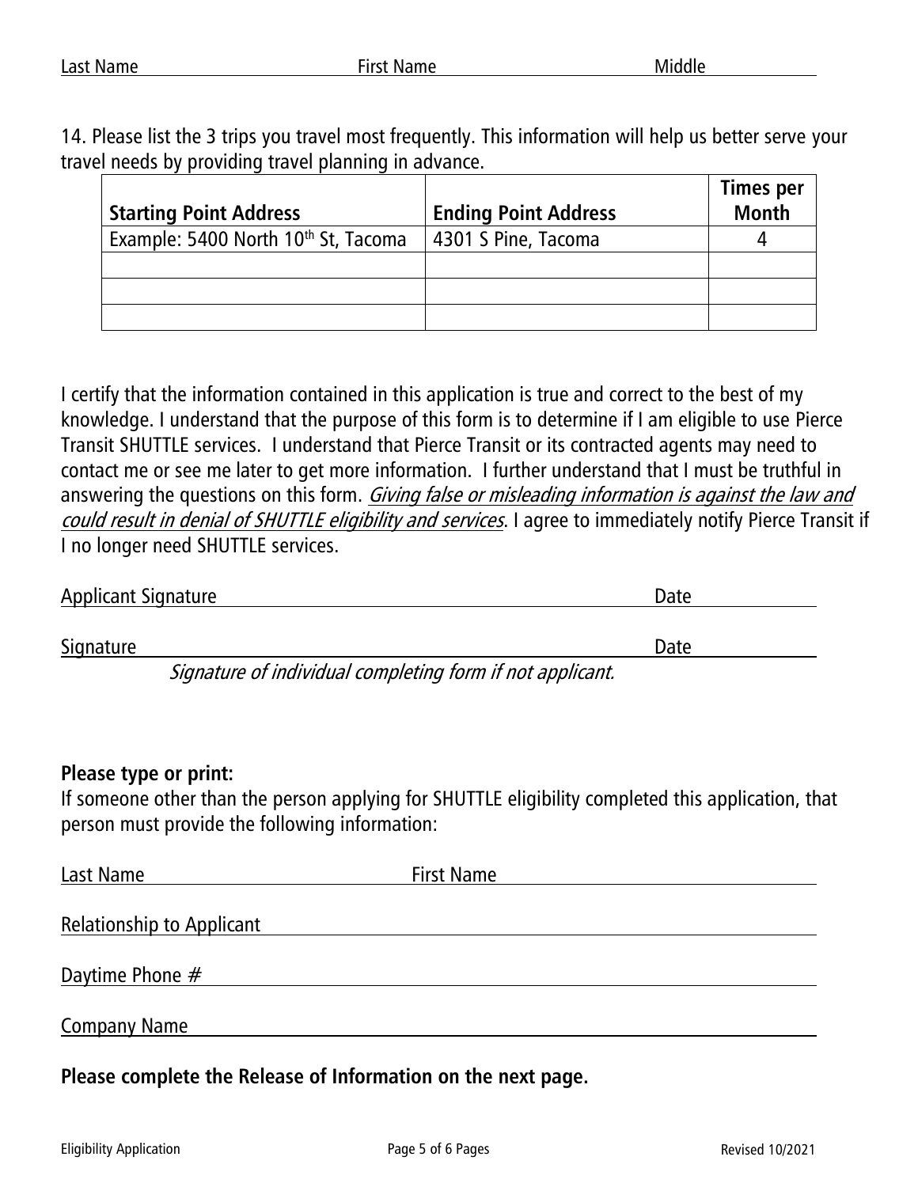Last Name First Name Middle

14. Please list the 3 trips you travel most frequently. This information will help us better serve your travel needs by providing travel planning in advance.

| Starting Point Address | Ending Point Address | Times per Month |
|---|---|---|
| Example: 5400 North 10th St, Tacoma | 4301 S Pine, Tacoma | 4 |
| | | |
| | | |
| | | |

I certify that the information contained in this application is true and correct to the best of my knowledge. I understand that the purpose of this form is to determine if I am eligible to use Pierce Transit SHUTTLE services. I understand that Pierce Transit or its contracted agents may need to contact me or see me later to get more information. I further understand that I must be truthful in answering the questions on this form. *Giving false or misleading information is against the law and could result in denial of SHUTTLE eligibility and services*. I agree to immediately notify Pierce Transit if I no longer need SHUTTLE services.

Applicant Signature Date

Signature Date

*Signature of individual completing form if not applicant.*

**Please type or print:**

If someone other than the person applying for SHUTTLE eligibility completed this application, that person must provide the following information:

Last Name First Name

Relationship to Applicant

Daytime Phone #

Company Name

**Please complete the Release of Information on the next page.**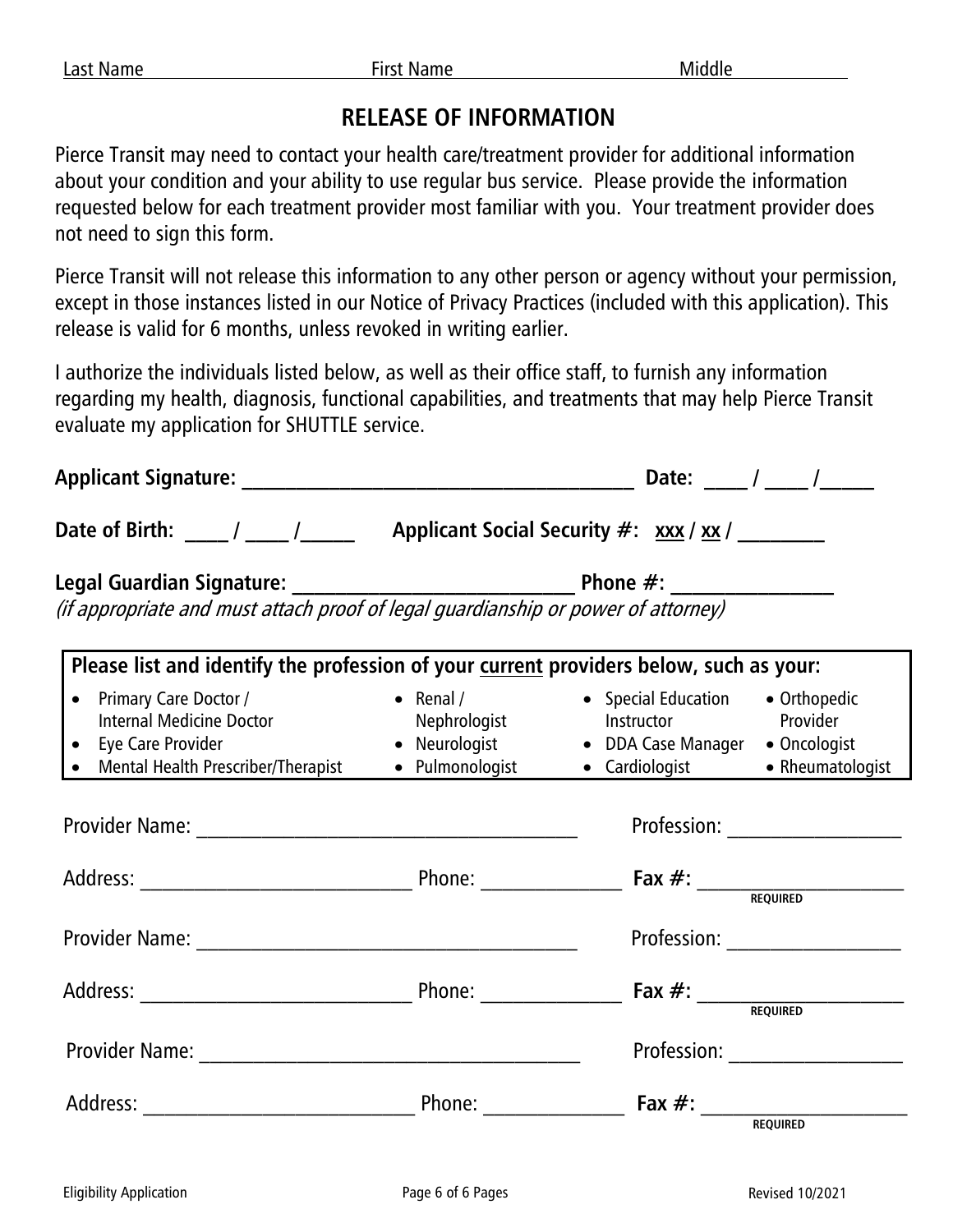Last Name ______________ First Name ______________ Middle ______________

# RELEASE OF INFORMATION

Pierce Transit may need to contact your health care/treatment provider for additional information about your condition and your ability to use regular bus service. Please provide the information requested below for each treatment provider most familiar with you. Your treatment provider does not need to sign this form.

Pierce Transit will not release this information to any other person or agency without your permission, except in those instances listed in our Notice of Privacy Practices (included with this application). This release is valid for 6 months, unless revoked in writing earlier.

I authorize the individuals listed below, as well as their office staff, to furnish any information regarding my health, diagnosis, functional capabilities, and treatments that may help Pierce Transit evaluate my application for SHUTTLE service.

**Applicant Signature: ______________________________ Date: ____ / ____ /_____**

**Date of Birth: ____ / ____ /_____ Applicant Social Security #: xxx / xx / ________**

**Legal Guardian Signature: ___________________________ Phone #: _______________**

*(if appropriate and must attach proof of legal guardianship or power of attorney)*

**Please list and identify the profession of your current providers below, such as your:**

- Primary Care Doctor / Internal Medicine Doctor
- Eye Care Provider
- Mental Health Prescriber/Therapist
- Renal / Nephrologist
- Neurologist
- Pulmonologist
- Special Education Instructor
- DDA Case Manager
- Cardiologist
- Orthopedic Provider
- Oncologist
- Rheumatologist

Provider Name: ___________________________________ Profession: ________________

Address: __________________________ Phone: _____________ **Fax #:** ____________________ REQUIRED

Provider Name: ___________________________________ Profession: ________________

Address: __________________________ Phone: _____________ **Fax #:** ____________________ REQUIRED

Provider Name: ___________________________________ Profession: ________________

Address: __________________________ Phone: _____________ **Fax #:** ____________________ REQUIRED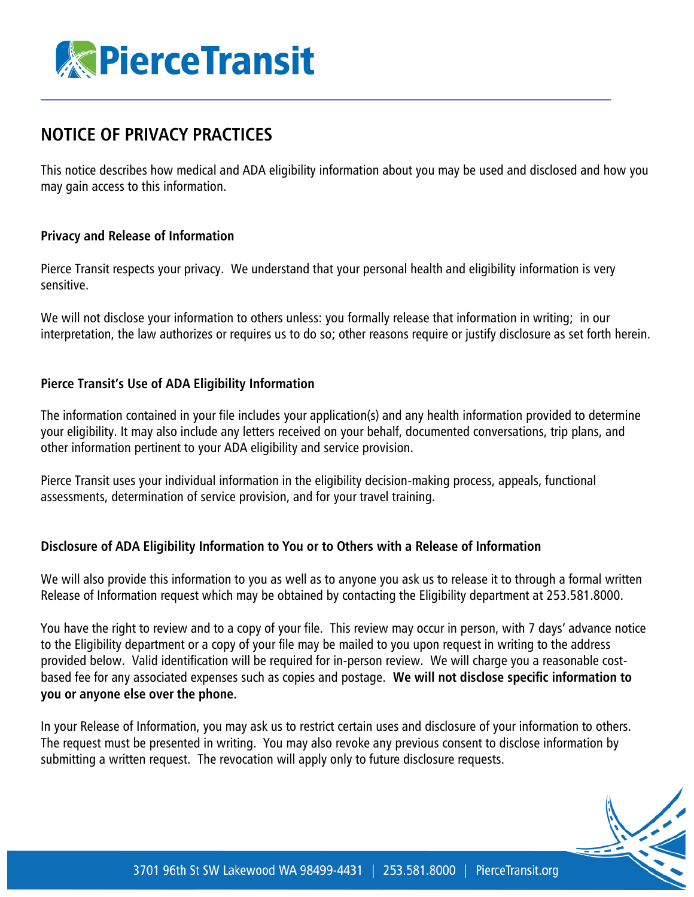# NOTICE OF PRIVACY PRACTICES

This notice describes how medical and ADA eligibility information about you may be used and disclosed and how you may gain access to this information.

### Privacy and Release of Information

Pierce Transit respects your privacy. We understand that your personal health and eligibility information is very sensitive.

We will not disclose your information to others unless: you formally release that information in writing; in our interpretation, the law authorizes or requires us to do so; other reasons require or justify disclosure as set forth herein.

### Pierce Transit's Use of ADA Eligibility Information

The information contained in your file includes your application(s) and any health information provided to determine your eligibility. It may also include any letters received on your behalf, documented conversations, trip plans, and other information pertinent to your ADA eligibility and service provision.

Pierce Transit uses your individual information in the eligibility decision-making process, appeals, functional assessments, determination of service provision, and for your travel training.

### Disclosure of ADA Eligibility Information to You or to Others with a Release of Information

We will also provide this information to you as well as to anyone you ask us to release it to through a formal written Release of Information request which may be obtained by contacting the Eligibility department at 253.581.8000.

You have the right to review and to a copy of your file. This review may occur in person, with 7 days' advance notice to the Eligibility department or a copy of your file may be mailed to you upon request in writing to the address provided below. Valid identification will be required for in-person review. We will charge you a reasonable cost-based fee for any associated expenses such as copies and postage. **We will not disclose specific information to you or anyone else over the phone.**

In your Release of Information, you may ask us to restrict certain uses and disclosure of your information to others. The request must be presented in writing. You may also revoke any previous consent to disclose information by submitting a written request. The revocation will apply only to future disclosure requests.

3701 96th St SW Lakewood WA 98499-4431 | 253.581.8000 | PierceTransit.org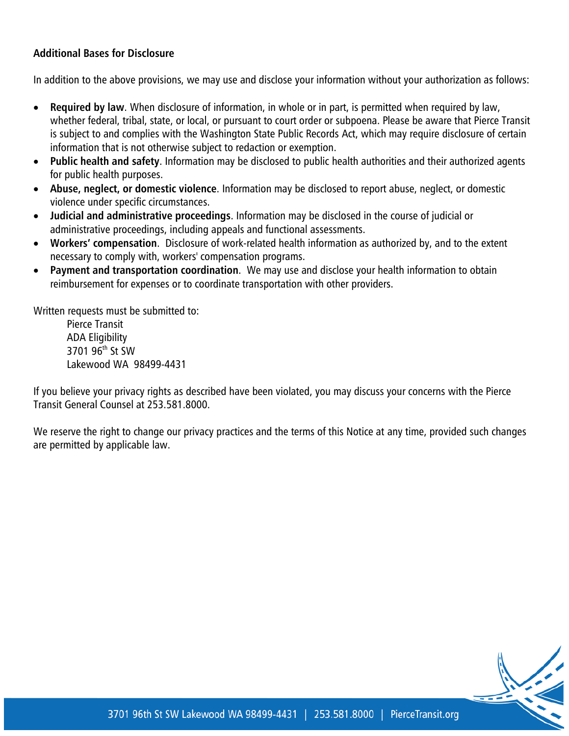**Additional Bases for Disclosure**

In addition to the above provisions, we may use and disclose your information without your authorization as follows:

- **Required by law**. When disclosure of information, in whole or in part, is permitted when required by law, whether federal, tribal, state, or local, or pursuant to court order or subpoena. Please be aware that Pierce Transit is subject to and complies with the Washington State Public Records Act, which may require disclosure of certain information that is not otherwise subject to redaction or exemption.
- **Public health and safety**. Information may be disclosed to public health authorities and their authorized agents for public health purposes.
- **Abuse, neglect, or domestic violence**. Information may be disclosed to report abuse, neglect, or domestic violence under specific circumstances.
- **Judicial and administrative proceedings**. Information may be disclosed in the course of judicial or administrative proceedings, including appeals and functional assessments.
- **Workers' compensation**. Disclosure of work-related health information as authorized by, and to the extent necessary to comply with, workers' compensation programs.
- **Payment and transportation coordination**. We may use and disclose your health information to obtain reimbursement for expenses or to coordinate transportation with other providers.

Written requests must be submitted to:

Pierce Transit
ADA Eligibility
3701 96th St SW
Lakewood WA 98499-4431

If you believe your privacy rights as described have been violated, you may discuss your concerns with the Pierce Transit General Counsel at 253.581.8000.

We reserve the right to change our privacy practices and the terms of this Notice at any time, provided such changes are permitted by applicable law.